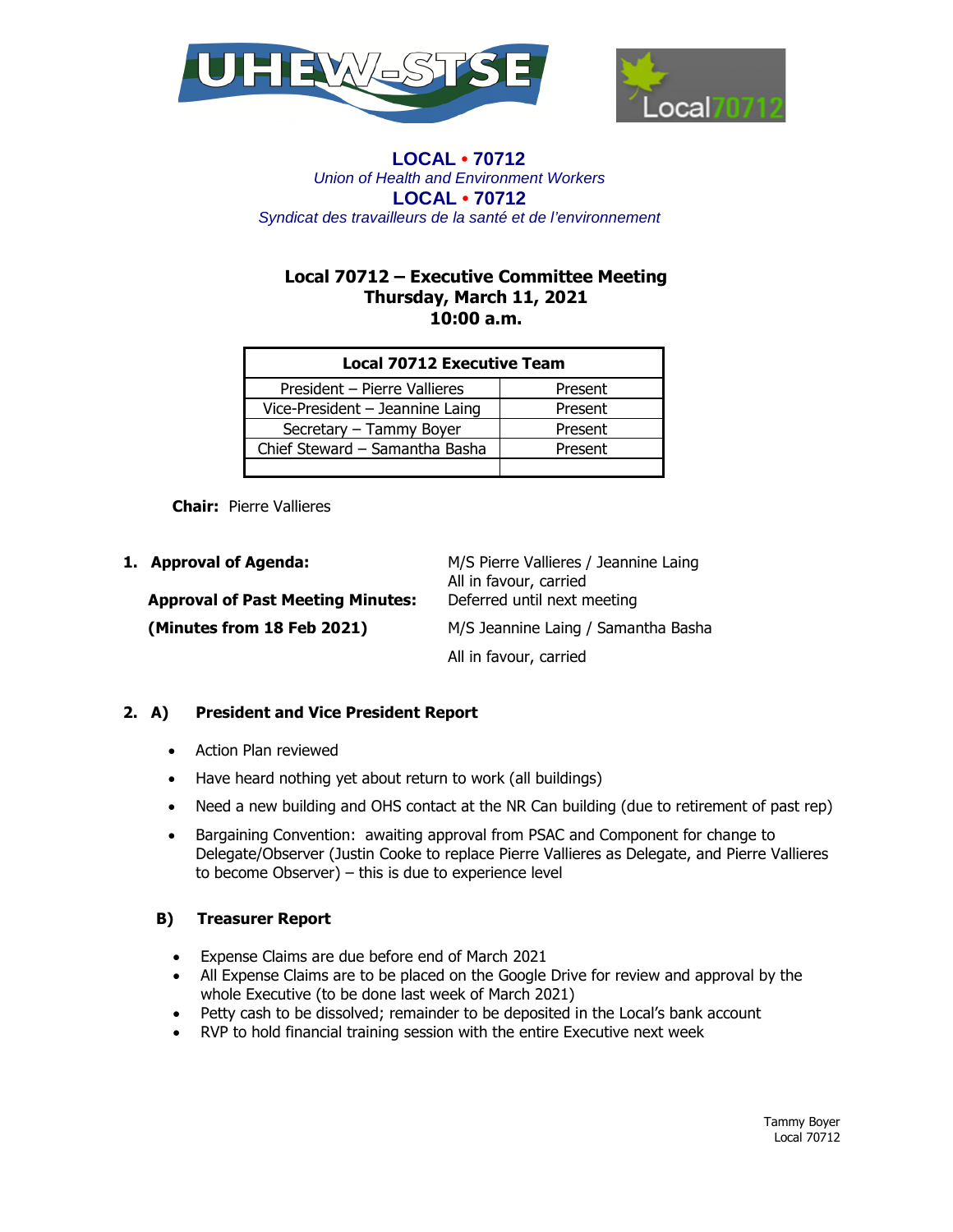**LOCAL • 70712**
*Union of Health and Environment Workers*
**LOCAL • 70712**
*Syndicat des travailleurs de la santé et de l'environnement*

# Local 70712 – Executive Committee Meeting
## Thursday, March 11, 2021
## 10:00 a.m.

| Local 70712 Executive Team | |
|---|---|
| President – Pierre Vallieres | Present |
| Vice-President – Jeannine Laing | Present |
| Secretary – Tammy Boyer | Present |
| Chief Steward – Samantha Basha | Present |
| | |

**Chair:** Pierre Vallieres

1. **Approval of Agenda:** M/S Pierre Vallieres / Jeannine Laing
   All in favour, carried

   **Approval of Past Meeting Minutes:** Deferred until next meeting

   **(Minutes from 18 Feb 2021)** M/S Jeannine Laing / Samantha Basha

   All in favour, carried

2. **A) President and Vice President Report**

   - Action Plan reviewed
   - Have heard nothing yet about return to work (all buildings)
   - Need a new building and OHS contact at the NR Can building (due to retirement of past rep)
   - Bargaining Convention: awaiting approval from PSAC and Component for change to Delegate/Observer (Justin Cooke to replace Pierre Vallieres as Delegate, and Pierre Vallieres to become Observer) – this is due to experience level

   **B) Treasurer Report**

   - Expense Claims are due before end of March 2021
   - All Expense Claims are to be placed on the Google Drive for review and approval by the whole Executive (to be done last week of March 2021)
   - Petty cash to be dissolved; remainder to be deposited in the Local's bank account
   - RVP to hold financial training session with the entire Executive next week

Tammy Boyer
Local 70712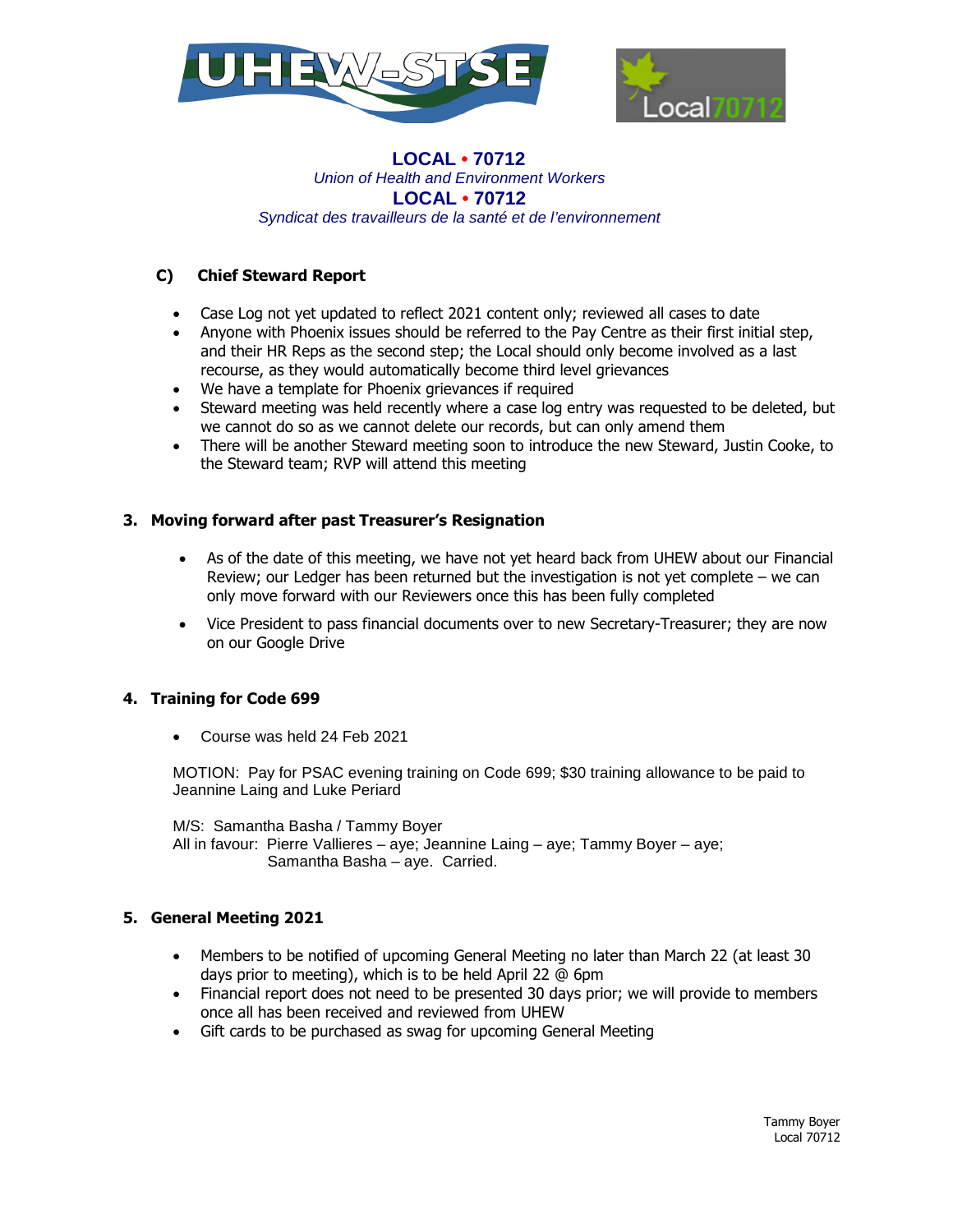**LOCAL • 70712**
*Union of Health and Environment Workers*
**LOCAL • 70712**
*Syndicat des travailleurs de la santé et de l'environnement*

### C) Chief Steward Report

- Case Log not yet updated to reflect 2021 content only; reviewed all cases to date
- Anyone with Phoenix issues should be referred to the Pay Centre as their first initial step, and their HR Reps as the second step; the Local should only become involved as a last recourse, as they would automatically become third level grievances
- We have a template for Phoenix grievances if required
- Steward meeting was held recently where a case log entry was requested to be deleted, but we cannot do so as we cannot delete our records, but can only amend them
- There will be another Steward meeting soon to introduce the new Steward, Justin Cooke, to the Steward team; RVP will attend this meeting

### 3. Moving forward after past Treasurer's Resignation

- As of the date of this meeting, we have not yet heard back from UHEW about our Financial Review; our Ledger has been returned but the investigation is not yet complete – we can only move forward with our Reviewers once this has been fully completed
- Vice President to pass financial documents over to new Secretary-Treasurer; they are now on our Google Drive

### 4. Training for Code 699

- Course was held 24 Feb 2021

MOTION: Pay for PSAC evening training on Code 699; $30 training allowance to be paid to Jeannine Laing and Luke Periard

M/S: Samantha Basha / Tammy Boyer
All in favour: Pierre Vallieres – aye; Jeannine Laing – aye; Tammy Boyer – aye; Samantha Basha – aye. Carried.

### 5. General Meeting 2021

- Members to be notified of upcoming General Meeting no later than March 22 (at least 30 days prior to meeting), which is to be held April 22 @ 6pm
- Financial report does not need to be presented 30 days prior; we will provide to members once all has been received and reviewed from UHEW
- Gift cards to be purchased as swag for upcoming General Meeting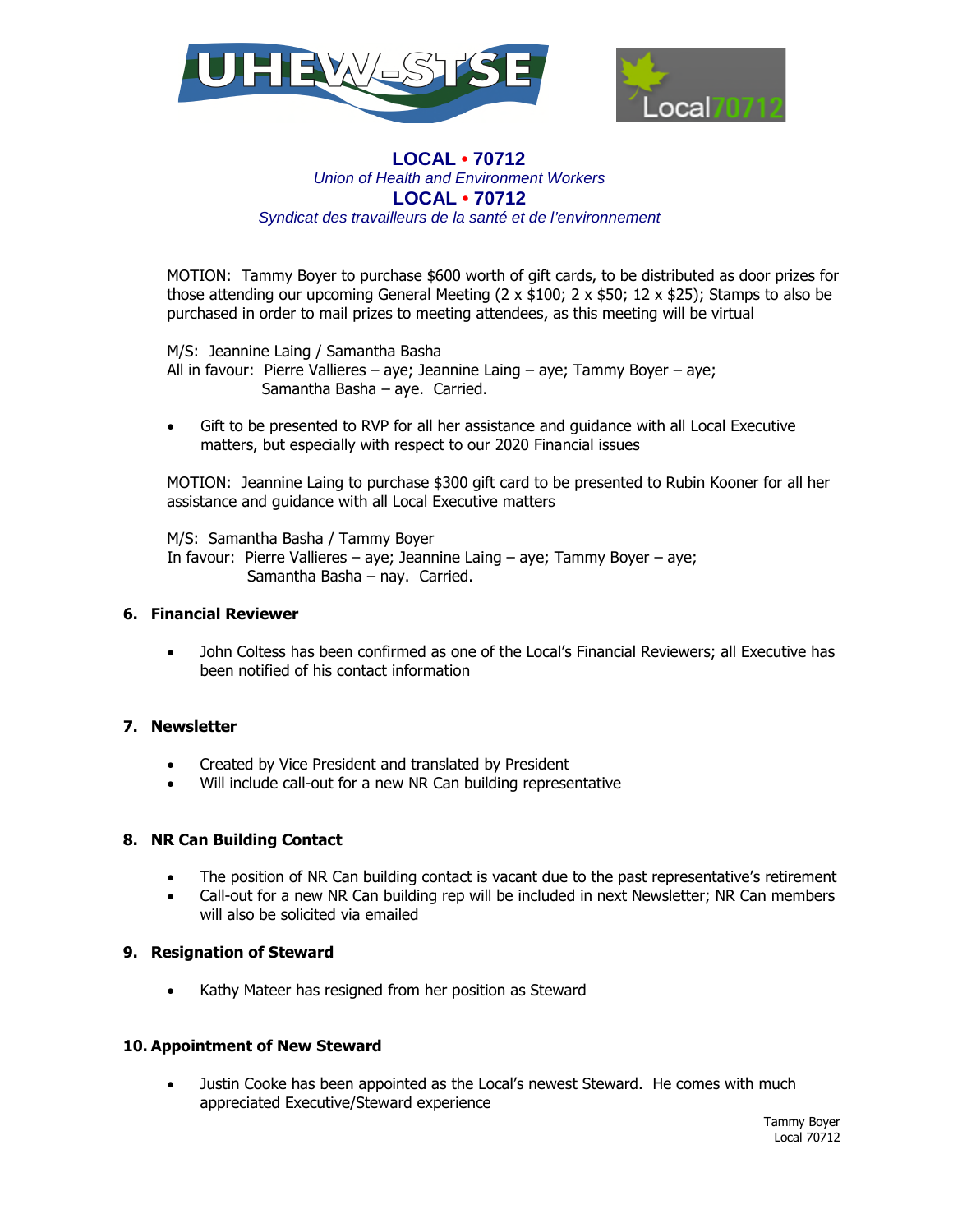**LOCAL • 70712**
*Union of Health and Environment Workers*
**LOCAL • 70712**
*Syndicat des travailleurs de la santé et de l'environnement*

MOTION: Tammy Boyer to purchase $600 worth of gift cards, to be distributed as door prizes for those attending our upcoming General Meeting (2 x $100; 2 x $50; 12 x $25); Stamps to also be purchased in order to mail prizes to meeting attendees, as this meeting will be virtual

M/S: Jeannine Laing / Samantha Basha
All in favour: Pierre Vallieres – aye; Jeannine Laing – aye; Tammy Boyer – aye; Samantha Basha – aye. Carried.

- Gift to be presented to RVP for all her assistance and guidance with all Local Executive matters, but especially with respect to our 2020 Financial issues

MOTION: Jeannine Laing to purchase $300 gift card to be presented to Rubin Kooner for all her assistance and guidance with all Local Executive matters

M/S: Samantha Basha / Tammy Boyer
In favour: Pierre Vallieres – aye; Jeannine Laing – aye; Tammy Boyer – aye; Samantha Basha – nay. Carried.

## 6. Financial Reviewer

- John Coltess has been confirmed as one of the Local's Financial Reviewers; all Executive has been notified of his contact information

## 7. Newsletter

- Created by Vice President and translated by President
- Will include call-out for a new NR Can building representative

## 8. NR Can Building Contact

- The position of NR Can building contact is vacant due to the past representative's retirement
- Call-out for a new NR Can building rep will be included in next Newsletter; NR Can members will also be solicited via emailed

## 9. Resignation of Steward

- Kathy Mateer has resigned from her position as Steward

## 10. Appointment of New Steward

- Justin Cooke has been appointed as the Local's newest Steward. He comes with much appreciated Executive/Steward experience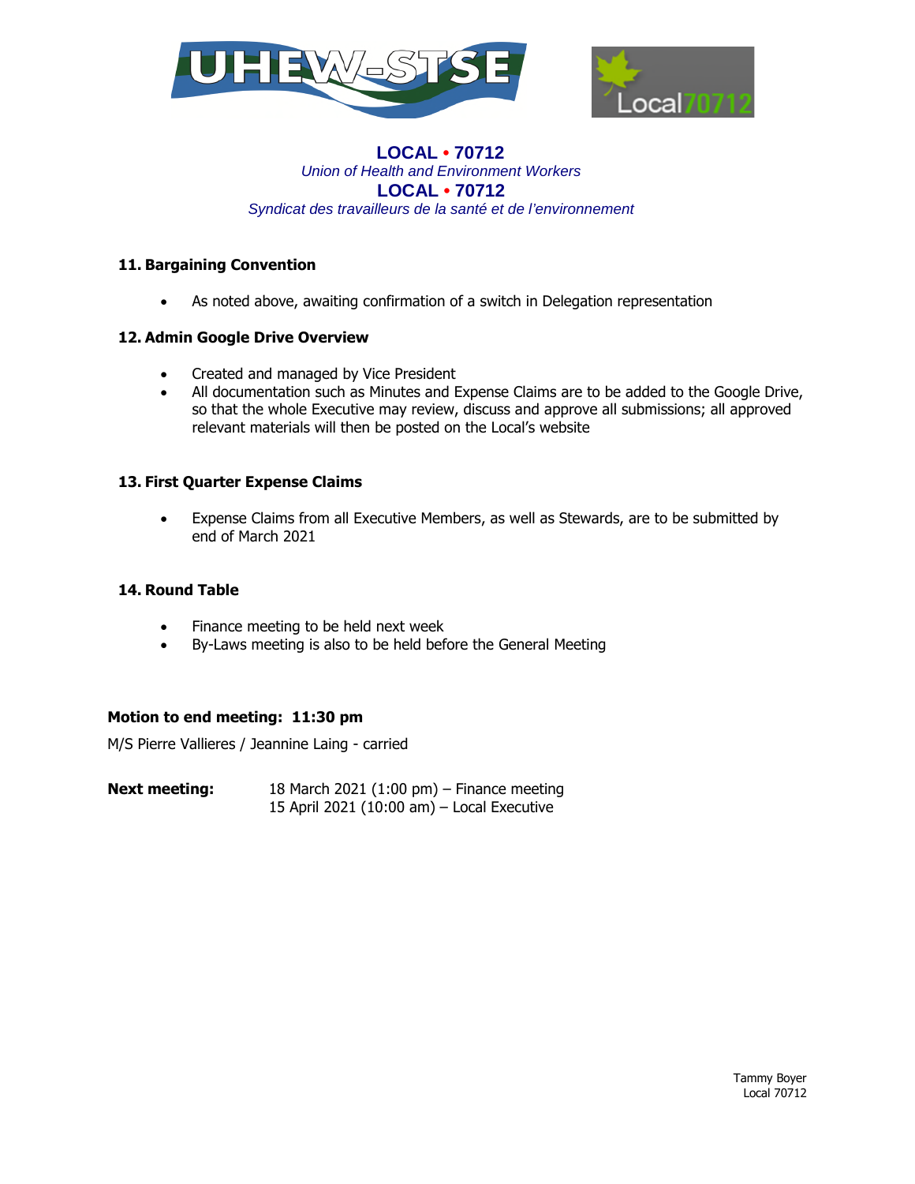**LOCAL • 70712**
*Union of Health and Environment Workers*
**LOCAL • 70712**
*Syndicat des travailleurs de la santé et de l'environnement*

### 11. Bargaining Convention

- As noted above, awaiting confirmation of a switch in Delegation representation

### 12. Admin Google Drive Overview

- Created and managed by Vice President
- All documentation such as Minutes and Expense Claims are to be added to the Google Drive, so that the whole Executive may review, discuss and approve all submissions; all approved relevant materials will then be posted on the Local's website

### 13. First Quarter Expense Claims

- Expense Claims from all Executive Members, as well as Stewards, are to be submitted by end of March 2021

### 14. Round Table

- Finance meeting to be held next week
- By-Laws meeting is also to be held before the General Meeting

**Motion to end meeting: 11:30 pm**

M/S Pierre Vallieres / Jeannine Laing - carried

**Next meeting:** 18 March 2021 (1:00 pm) – Finance meeting
15 April 2021 (10:00 am) – Local Executive

Tammy Boyer
Local 70712